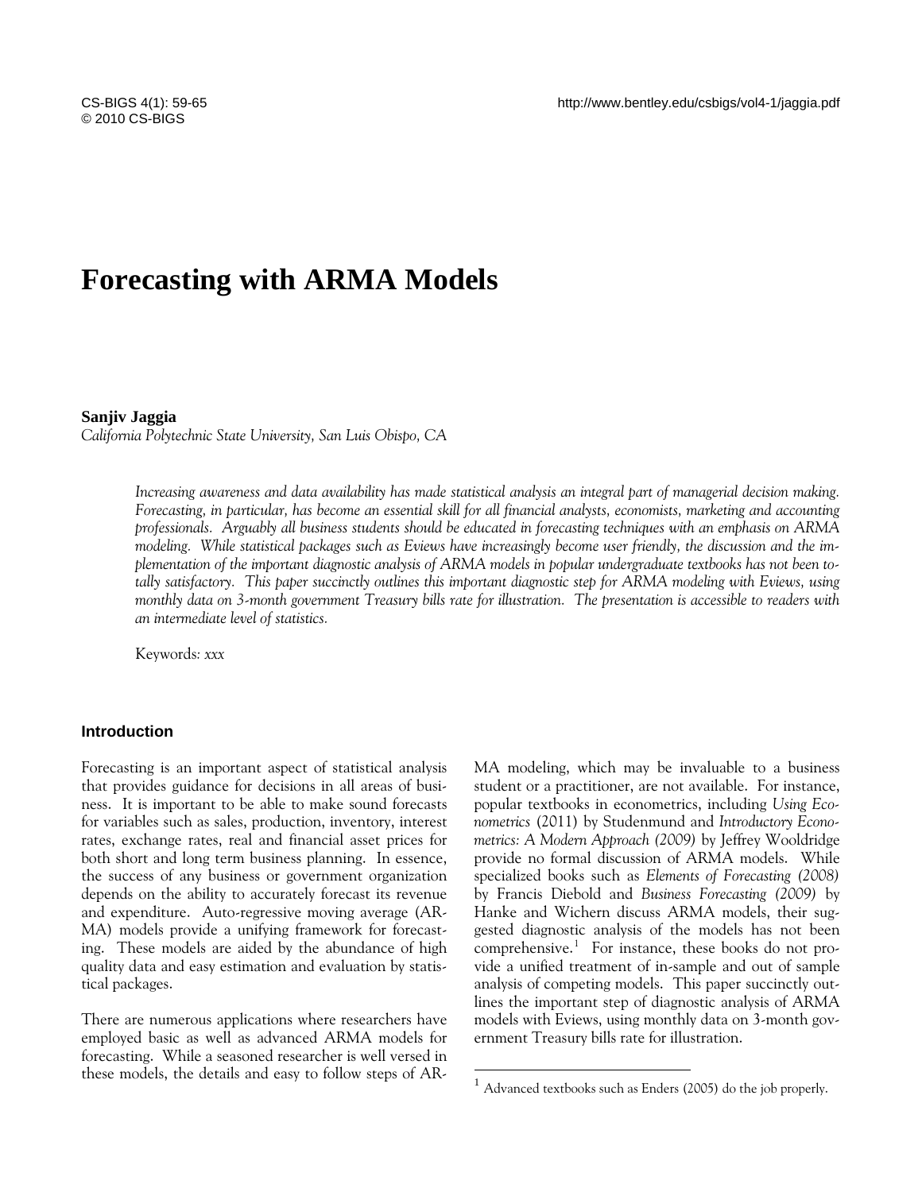# Forecasting with ARMA Models

**Sanjiv Jaggia**

*California Polytechnic State University, San Luis Obispo, CA*

*Increasing awareness and data availability has made statistical analysis an integral part of managerial decision making. Forecasting, in particular, has become an essential skill for all financial analysts, economists, marketing and accounting professionals. Arguably all business students should be educated in forecasting techniques with an emphasis on ARMA modeling. While statistical packages such as Eviews have increasingly become user friendly, the discussion and the implementation of the important diagnostic analysis of ARMA models in popular undergraduate textbooks has not been totally satisfactory. This paper succinctly outlines this important diagnostic step for ARMA modeling with Eviews, using monthly data on 3-month government Treasury bills rate for illustration. The presentation is accessible to readers with an intermediate level of statistics.*

Keywords*: xxx*

## Introduction

Forecasting is an important aspect of statistical analysis that provides guidance for decisions in all areas of business. It is important to be able to make sound forecasts for variables such as sales, production, inventory, interest rates, exchange rates, real and financial asset prices for both short and long term business planning. In essence, the success of any business or government organization depends on the ability to accurately forecast its revenue and expenditure. Auto-regressive moving average (ARMA) models provide a unifying framework for forecasting. These models are aided by the abundance of high quality data and easy estimation and evaluation by statistical packages.

There are numerous applications where researchers have employed basic as well as advanced ARMA models for forecasting. While a seasoned researcher is well versed in these models, the details and easy to follow steps of ARMA modeling, which may be invaluable to a business student or a practitioner, are not available. For instance, popular textbooks in econometrics, including *Using Econometrics* (2011) by Studenmund and *Introductory Econometrics: A Modern Approach (2009)* by Jeffrey Wooldridge provide no formal discussion of ARMA models. While specialized books such as *Elements of Forecasting (2008)* by Francis Diebold and *Business Forecasting (2009)* by Hanke and Wichern discuss ARMA models, their suggested diagnostic analysis of the models has not been comprehensive.[1] For instance, these books do not provide a unified treatment of in-sample and out of sample analysis of competing models. This paper succinctly outlines the important step of diagnostic analysis of ARMA models with Eviews, using monthly data on 3-month government Treasury bills rate for illustration.

[1] Advanced textbooks such as Enders (2005) do the job properly.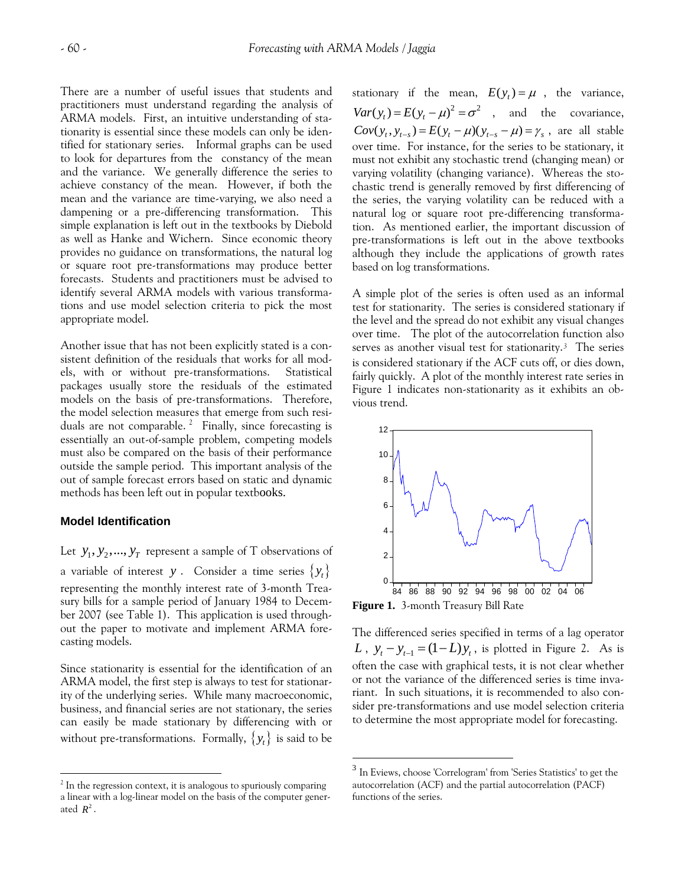There are a number of useful issues that students and practitioners must understand regarding the analysis of ARMA models. First, an intuitive understanding of stationarity is essential since these models can only be identified for stationary series. Informal graphs can be used to look for departures from the constancy of the mean and the variance. We generally difference the series to achieve constancy of the mean. However, if both the mean and the variance are time-varying, we also need a dampening or a pre-differencing transformation. This simple explanation is left out in the textbooks by Diebold as well as Hanke and Wichern. Since economic theory provides no guidance on transformations, the natural log or square root pre-transformations may produce better forecasts. Students and practitioners must be advised to identify several ARMA models with various transformations and use model selection criteria to pick the most appropriate model.

Another issue that has not been explicitly stated is a consistent definition of the residuals that works for all models, with or without pre-transformations. Statistical packages usually store the residuals of the estimated models on the basis of pre-transformations. Therefore, the model selection measures that emerge from such residuals are not comparable.[2] Finally, since forecasting is essentially an out-of-sample problem, competing models must also be compared on the basis of their performance outside the sample period. This important analysis of the out of sample forecast errors based on static and dynamic methods has been left out in popular textbooks.

## Model Identification

Let $y_1, y_2, ..., y_T$ represent a sample of T observations of a variable of interest $y$. Consider a time series $\{y_t\}$ representing the monthly interest rate of 3-month Treasury bills for a sample period of January 1984 to December 2007 (see Table 1). This application is used throughout the paper to motivate and implement ARMA forecasting models.

Since stationarity is essential for the identification of an ARMA model, the first step is always to test for stationarity of the underlying series. While many macroeconomic, business, and financial series are not stationary, the series can easily be made stationary by differencing with or without pre-transformations. Formally, $\{y_t\}$ is said to be stationary if the mean, $E(y_t) = \mu$, the variance, $Var(y_t) = E(y_t - \mu)^2 = \sigma^2$, and the covariance, $Cov(y_t, y_{t-s}) = E(y_t - \mu)(y_{t-s} - \mu) = \gamma_s$, are all stable over time. For instance, for the series to be stationary, it must not exhibit any stochastic trend (changing mean) or varying volatility (changing variance). Whereas the stochastic trend is generally removed by first differencing of the series, the varying volatility can be reduced with a natural log or square root pre-differencing transformation. As mentioned earlier, the important discussion of pre-transformations is left out in the above textbooks although they include the applications of growth rates based on log transformations.

A simple plot of the series is often used as an informal test for stationarity. The series is considered stationary if the level and the spread do not exhibit any visual changes over time. The plot of the autocorrelation function also serves as another visual test for stationarity.[3] The series is considered stationary if the ACF cuts off, or dies down, fairly quickly. A plot of the monthly interest rate series in Figure 1 indicates non-stationarity as it exhibits an obvious trend.

**Figure 1.** 3-month Treasury Bill Rate

The differenced series specified in terms of a lag operator $L$, $y_t - y_{t-1} = (1-L)y_t$, is plotted in Figure 2. As is often the case with graphical tests, it is not clear whether or not the variance of the differenced series is time invariant. In such situations, it is recommended to also consider pre-transformations and use model selection criteria to determine the most appropriate model for forecasting.

---

[2] In the regression context, it is analogous to spuriously comparing a linear with a log-linear model on the basis of the computer generated $R^2$.

[3] In Eviews, choose 'Correlogram' from 'Series Statistics' to get the autocorrelation (ACF) and the partial autocorrelation (PACF) functions of the series.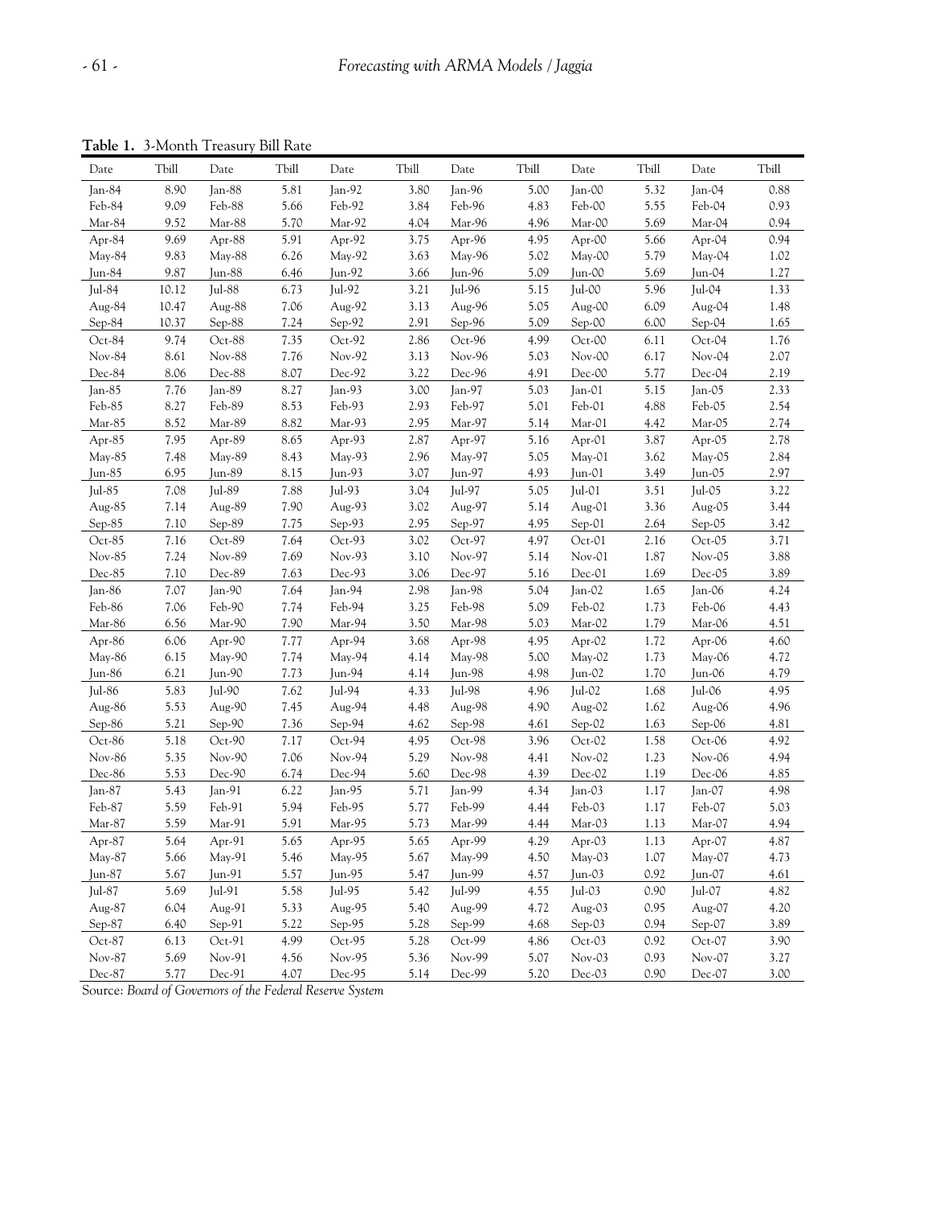**Table 1.** 3-Month Treasury Bill Rate

| Date | Tbill | Date | Tbill | Date | Tbill | Date | Tbill | Date | Tbill | Date | Tbill |
|---|---|---|---|---|---|---|---|---|---|---|---|
| Jan-84 | 8.90 | Jan-88 | 5.81 | Jan-92 | 3.80 | Jan-96 | 5.00 | Jan-00 | 5.32 | Jan-04 | 0.88 |
| Feb-84 | 9.09 | Feb-88 | 5.66 | Feb-92 | 3.84 | Feb-96 | 4.83 | Feb-00 | 5.55 | Feb-04 | 0.93 |
| Mar-84 | 9.52 | Mar-88 | 5.70 | Mar-92 | 4.04 | Mar-96 | 4.96 | Mar-00 | 5.69 | Mar-04 | 0.94 |
| Apr-84 | 9.69 | Apr-88 | 5.91 | Apr-92 | 3.75 | Apr-96 | 4.95 | Apr-00 | 5.66 | Apr-04 | 0.94 |
| May-84 | 9.83 | May-88 | 6.26 | May-92 | 3.63 | May-96 | 5.02 | May-00 | 5.79 | May-04 | 1.02 |
| Jun-84 | 9.87 | Jun-88 | 6.46 | Jun-92 | 3.66 | Jun-96 | 5.09 | Jun-00 | 5.69 | Jun-04 | 1.27 |
| Jul-84 | 10.12 | Jul-88 | 6.73 | Jul-92 | 3.21 | Jul-96 | 5.15 | Jul-00 | 5.96 | Jul-04 | 1.33 |
| Aug-84 | 10.47 | Aug-88 | 7.06 | Aug-92 | 3.13 | Aug-96 | 5.05 | Aug-00 | 6.09 | Aug-04 | 1.48 |
| Sep-84 | 10.37 | Sep-88 | 7.24 | Sep-92 | 2.91 | Sep-96 | 5.09 | Sep-00 | 6.00 | Sep-04 | 1.65 |
| Oct-84 | 9.74 | Oct-88 | 7.35 | Oct-92 | 2.86 | Oct-96 | 4.99 | Oct-00 | 6.11 | Oct-04 | 1.76 |
| Nov-84 | 8.61 | Nov-88 | 7.76 | Nov-92 | 3.13 | Nov-96 | 5.03 | Nov-00 | 6.17 | Nov-04 | 2.07 |
| Dec-84 | 8.06 | Dec-88 | 8.07 | Dec-92 | 3.22 | Dec-96 | 4.91 | Dec-00 | 5.77 | Dec-04 | 2.19 |
| Jan-85 | 7.76 | Jan-89 | 8.27 | Jan-93 | 3.00 | Jan-97 | 5.03 | Jan-01 | 5.15 | Jan-05 | 2.33 |
| Feb-85 | 8.27 | Feb-89 | 8.53 | Feb-93 | 2.93 | Feb-97 | 5.01 | Feb-01 | 4.88 | Feb-05 | 2.54 |
| Mar-85 | 8.52 | Mar-89 | 8.82 | Mar-93 | 2.95 | Mar-97 | 5.14 | Mar-01 | 4.42 | Mar-05 | 2.74 |
| Apr-85 | 7.95 | Apr-89 | 8.65 | Apr-93 | 2.87 | Apr-97 | 5.16 | Apr-01 | 3.87 | Apr-05 | 2.78 |
| May-85 | 7.48 | May-89 | 8.43 | May-93 | 2.96 | May-97 | 5.05 | May-01 | 3.62 | May-05 | 2.84 |
| Jun-85 | 6.95 | Jun-89 | 8.15 | Jun-93 | 3.07 | Jun-97 | 4.93 | Jun-01 | 3.49 | Jun-05 | 2.97 |
| Jul-85 | 7.08 | Jul-89 | 7.88 | Jul-93 | 3.04 | Jul-97 | 5.05 | Jul-01 | 3.51 | Jul-05 | 3.22 |
| Aug-85 | 7.14 | Aug-89 | 7.90 | Aug-93 | 3.02 | Aug-97 | 5.14 | Aug-01 | 3.36 | Aug-05 | 3.44 |
| Sep-85 | 7.10 | Sep-89 | 7.75 | Sep-93 | 2.95 | Sep-97 | 4.95 | Sep-01 | 2.64 | Sep-05 | 3.42 |
| Oct-85 | 7.16 | Oct-89 | 7.64 | Oct-93 | 3.02 | Oct-97 | 4.97 | Oct-01 | 2.16 | Oct-05 | 3.71 |
| Nov-85 | 7.24 | Nov-89 | 7.69 | Nov-93 | 3.10 | Nov-97 | 5.14 | Nov-01 | 1.87 | Nov-05 | 3.88 |
| Dec-85 | 7.10 | Dec-89 | 7.63 | Dec-93 | 3.06 | Dec-97 | 5.16 | Dec-01 | 1.69 | Dec-05 | 3.89 |
| Jan-86 | 7.07 | Jan-90 | 7.64 | Jan-94 | 2.98 | Jan-98 | 5.04 | Jan-02 | 1.65 | Jan-06 | 4.24 |
| Feb-86 | 7.06 | Feb-90 | 7.74 | Feb-94 | 3.25 | Feb-98 | 5.09 | Feb-02 | 1.73 | Feb-06 | 4.43 |
| Mar-86 | 6.56 | Mar-90 | 7.90 | Mar-94 | 3.50 | Mar-98 | 5.03 | Mar-02 | 1.79 | Mar-06 | 4.51 |
| Apr-86 | 6.06 | Apr-90 | 7.77 | Apr-94 | 3.68 | Apr-98 | 4.95 | Apr-02 | 1.72 | Apr-06 | 4.60 |
| May-86 | 6.15 | May-90 | 7.74 | May-94 | 4.14 | May-98 | 5.00 | May-02 | 1.73 | May-06 | 4.72 |
| Jun-86 | 6.21 | Jun-90 | 7.73 | Jun-94 | 4.14 | Jun-98 | 4.98 | Jun-02 | 1.70 | Jun-06 | 4.79 |
| Jul-86 | 5.83 | Jul-90 | 7.62 | Jul-94 | 4.33 | Jul-98 | 4.96 | Jul-02 | 1.68 | Jul-06 | 4.95 |
| Aug-86 | 5.53 | Aug-90 | 7.45 | Aug-94 | 4.48 | Aug-98 | 4.90 | Aug-02 | 1.62 | Aug-06 | 4.96 |
| Sep-86 | 5.21 | Sep-90 | 7.36 | Sep-94 | 4.62 | Sep-98 | 4.61 | Sep-02 | 1.63 | Sep-06 | 4.81 |
| Oct-86 | 5.18 | Oct-90 | 7.17 | Oct-94 | 4.95 | Oct-98 | 3.96 | Oct-02 | 1.58 | Oct-06 | 4.92 |
| Nov-86 | 5.35 | Nov-90 | 7.06 | Nov-94 | 5.29 | Nov-98 | 4.41 | Nov-02 | 1.23 | Nov-06 | 4.94 |
| Dec-86 | 5.53 | Dec-90 | 6.74 | Dec-94 | 5.60 | Dec-98 | 4.39 | Dec-02 | 1.19 | Dec-06 | 4.85 |
| Jan-87 | 5.43 | Jan-91 | 6.22 | Jan-95 | 5.71 | Jan-99 | 4.34 | Jan-03 | 1.17 | Jan-07 | 4.98 |
| Feb-87 | 5.59 | Feb-91 | 5.94 | Feb-95 | 5.77 | Feb-99 | 4.44 | Feb-03 | 1.17 | Feb-07 | 5.03 |
| Mar-87 | 5.59 | Mar-91 | 5.91 | Mar-95 | 5.73 | Mar-99 | 4.44 | Mar-03 | 1.13 | Mar-07 | 4.94 |
| Apr-87 | 5.64 | Apr-91 | 5.65 | Apr-95 | 5.65 | Apr-99 | 4.29 | Apr-03 | 1.13 | Apr-07 | 4.87 |
| May-87 | 5.66 | May-91 | 5.46 | May-95 | 5.67 | May-99 | 4.50 | May-03 | 1.07 | May-07 | 4.73 |
| Jun-87 | 5.67 | Jun-91 | 5.57 | Jun-95 | 5.47 | Jun-99 | 4.57 | Jun-03 | 0.92 | Jun-07 | 4.61 |
| Jul-87 | 5.69 | Jul-91 | 5.58 | Jul-95 | 5.42 | Jul-99 | 4.55 | Jul-03 | 0.90 | Jul-07 | 4.82 |
| Aug-87 | 6.04 | Aug-91 | 5.33 | Aug-95 | 5.40 | Aug-99 | 4.72 | Aug-03 | 0.95 | Aug-07 | 4.20 |
| Sep-87 | 6.40 | Sep-91 | 5.22 | Sep-95 | 5.28 | Sep-99 | 4.68 | Sep-03 | 0.94 | Sep-07 | 3.89 |
| Oct-87 | 6.13 | Oct-91 | 4.99 | Oct-95 | 5.28 | Oct-99 | 4.86 | Oct-03 | 0.92 | Oct-07 | 3.90 |
| Nov-87 | 5.69 | Nov-91 | 4.56 | Nov-95 | 5.36 | Nov-99 | 5.07 | Nov-03 | 0.93 | Nov-07 | 3.27 |
| Dec-87 | 5.77 | Dec-91 | 4.07 | Dec-95 | 5.14 | Dec-99 | 5.20 | Dec-03 | 0.90 | Dec-07 | 3.00 |

Source: *Board of Governors of the Federal Reserve System*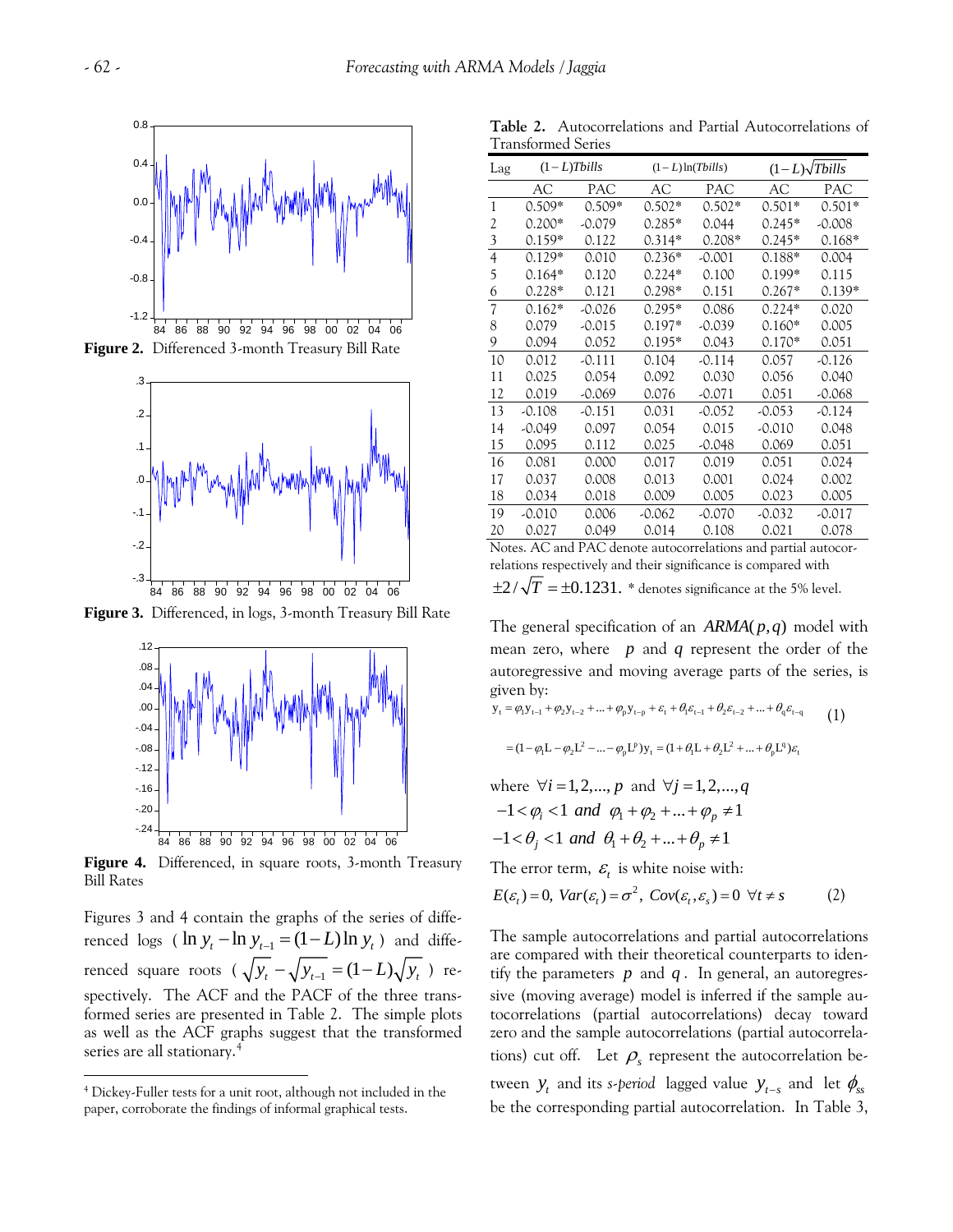**Figure 2.** Differenced 3-month Treasury Bill Rate

**Figure 3.** Differenced, in logs, 3-month Treasury Bill Rate

**Figure 4.** Differenced, in square roots, 3-month Treasury Bill Rates

Figures 3 and 4 contain the graphs of the series of differenced logs ( $\ln y_t - \ln y_{t-1} = (1-L)\ln y_t$ ) and differenced square roots ( $\sqrt{y_t} - \sqrt{y_{t-1}} = (1-L)\sqrt{y_t}$ ) respectively. The ACF and the PACF of the three transformed series are presented in Table 2. The simple plots as well as the ACF graphs suggest that the transformed series are all stationary.[4]

[4] Dickey-Fuller tests for a unit root, although not included in the paper, corroborate the findings of informal graphical tests.

**Table 2.** Autocorrelations and Partial Autocorrelations of Transformed Series

| Lag | $(1-L)Tbills$ | | $(1-L)\ln(Tbills)$ | | $(1-L)\sqrt{Tbills}$ | |
|---|---|---|---|---|---|---|
| | AC | PAC | AC | PAC | AC | PAC |
| 1 | 0.509* | 0.509* | 0.502* | 0.502* | 0.501* | 0.501* |
| 2 | 0.200* | -0.079 | 0.285* | 0.044 | 0.245* | -0.008 |
| 3 | 0.159* | 0.122 | 0.314* | 0.208* | 0.245* | 0.168* |
| 4 | 0.129* | 0.010 | 0.236* | -0.001 | 0.188* | 0.004 |
| 5 | 0.164* | 0.120 | 0.224* | 0.100 | 0.199* | 0.115 |
| 6 | 0.228* | 0.121 | 0.298* | 0.151 | 0.267* | 0.139* |
| 7 | 0.162* | -0.026 | 0.295* | 0.086 | 0.224* | 0.020 |
| 8 | 0.079 | -0.015 | 0.197* | -0.039 | 0.160* | 0.005 |
| 9 | 0.094 | 0.052 | 0.195* | 0.043 | 0.170* | 0.051 |
| 10 | 0.012 | -0.111 | 0.104 | -0.114 | 0.057 | -0.126 |
| 11 | 0.025 | 0.054 | 0.092 | 0.030 | 0.056 | 0.040 |
| 12 | 0.019 | -0.069 | 0.076 | -0.071 | 0.051 | -0.068 |
| 13 | -0.108 | -0.151 | 0.031 | -0.052 | -0.053 | -0.124 |
| 14 | -0.049 | 0.097 | 0.054 | 0.015 | -0.010 | 0.048 |
| 15 | 0.095 | 0.112 | 0.025 | -0.048 | 0.069 | 0.051 |
| 16 | 0.081 | 0.000 | 0.017 | 0.019 | 0.051 | 0.024 |
| 17 | 0.037 | 0.008 | 0.013 | 0.001 | 0.024 | 0.002 |
| 18 | 0.034 | 0.018 | 0.009 | 0.005 | 0.023 | 0.005 |
| 19 | -0.010 | 0.006 | -0.062 | -0.070 | -0.032 | -0.017 |
| 20 | 0.027 | 0.049 | 0.014 | 0.108 | 0.021 | 0.078 |

Notes. AC and PAC denote autocorrelations and partial autocorrelations respectively and their significance is compared with $\pm 2/\sqrt{T} = \pm 0.1231$. * denotes significance at the 5% level.

The general specification of an $ARMA(p,q)$ model with mean zero, where $p$ and $q$ represent the order of the autoregressive and moving average parts of the series, is given by:

$$y_t = \varphi_1 y_{t-1} + \varphi_2 y_{t-2} + ... + \varphi_p y_{t-p} + \varepsilon_t + \theta_1 \varepsilon_{t-1} + \theta_2 \varepsilon_{t-2} + ... + \theta_q \varepsilon_{t-q} \quad (1)$$

$$= (1 - \varphi_1 L - \varphi_2 L^2 - ... - \varphi_p L^p) y_t = (1 + \theta_1 L + \theta_2 L^2 + ... + \theta_p L^q) \varepsilon_t$$

where $\forall i = 1,2,...,p$ and $\forall j = 1,2,...,q$

$-1 < \varphi_i < 1$ *and* $\varphi_1 + \varphi_2 + ... + \varphi_p \neq 1$

$-1 < \theta_j < 1$ *and* $\theta_1 + \theta_2 + ... + \theta_p \neq 1$

The error term, $\varepsilon_t$ is white noise with:

$$E(\varepsilon_t) = 0,\ Var(\varepsilon_t) = \sigma^2,\ Cov(\varepsilon_t, \varepsilon_s) = 0 \ \ \forall t \neq s \quad (2)$$

The sample autocorrelations and partial autocorrelations are compared with their theoretical counterparts to identify the parameters $p$ and $q$. In general, an autoregressive (moving average) model is inferred if the sample autocorrelations (partial autocorrelations) decay toward zero and the sample autocorrelations (partial autocorrelations) cut off. Let $\rho_s$ represent the autocorrelation between $y_t$ and its *s-period* lagged value $y_{t-s}$ and let $\phi_{ss}$ be the corresponding partial autocorrelation. In Table 3,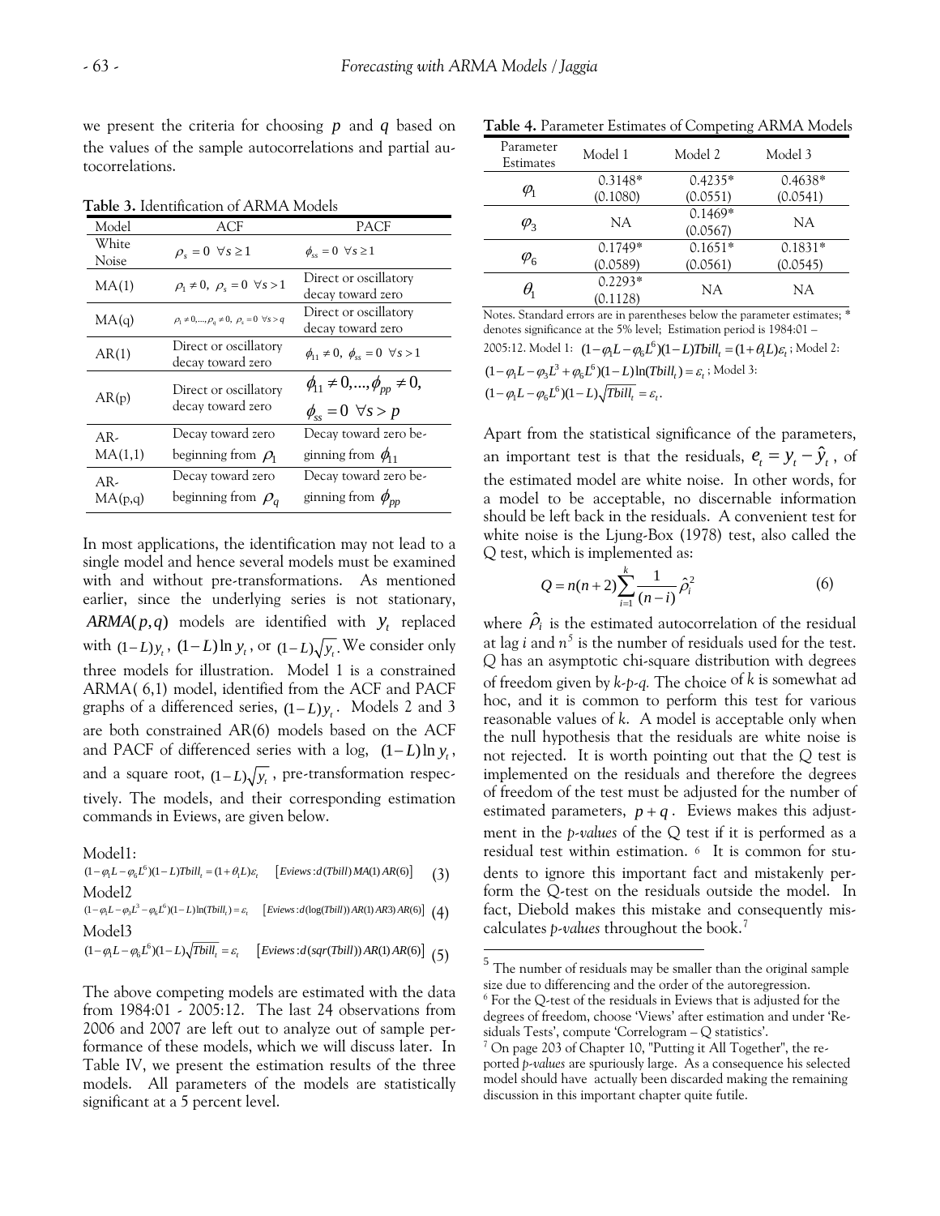we present the criteria for choosing $p$ and $q$ based on the values of the sample autocorrelations and partial autocorrelations.

**Table 3.** Identification of ARMA Models

| Model | ACF | PACF |
|---|---|---|
| White Noise | $\rho_s = 0 \;\; \forall s \geq 1$ | $\phi_{ss} = 0 \;\; \forall s \geq 1$ |
| MA(1) | $\rho_1 \neq 0, \;\; \rho_s = 0 \;\; \forall s > 1$ | Direct or oscillatory decay toward zero |
| MA(q) | $\rho_1 \neq 0, ..., \rho_q \neq 0, \;\; \rho_s = 0 \;\; \forall s > q$ | Direct or oscillatory decay toward zero |
| AR(1) | Direct or oscillatory decay toward zero | $\phi_{11} \neq 0, \;\; \phi_{ss} = 0 \;\; \forall s > 1$ |
| AR(p) | Direct or oscillatory decay toward zero | $\phi_{11} \neq 0, ..., \phi_{pp} \neq 0,$ $\phi_{ss} = 0 \;\; \forall s > p$ |
| AR-MA(1,1) | Decay toward zero beginning from $\rho_1$ | Decay toward zero beginning from $\phi_{11}$ |
| AR-MA(p,q) | Decay toward zero beginning from $\rho_q$ | Decay toward zero beginning from $\phi_{pp}$ |

In most applications, the identification may not lead to a single model and hence several models must be examined with and without pre-transformations. As mentioned earlier, since the underlying series is not stationary, $ARMA(p,q)$ models are identified with $y_t$ replaced with $(1-L)y_t$, $(1-L)\ln y_t$, or $(1-L)\sqrt{y_t}$. We consider only three models for illustration. Model 1 is a constrained ARMA( 6,1) model, identified from the ACF and PACF graphs of a differenced series, $(1-L)y_t$. Models 2 and 3 are both constrained AR(6) models based on the ACF and PACF of differenced series with a log, $(1-L)\ln y_t$, and a square root, $(1-L)\sqrt{y_t}$, pre-transformation respectively. The models, and their corresponding estimation commands in Eviews, are given below.

Model1:

$$(1-\varphi_1 L - \varphi_6 L^6)(1-L)Tbill_t = (1+\theta_1 L)\varepsilon_t \qquad [Eviews: d(Tbill)\, MA(1)\, AR(6)] \tag{3}$$

Model2

$$(1-\varphi_1 L - \varphi_3 L^3 - \varphi_6 L^6)(1-L)\ln(Tbill_t) = \varepsilon_t \qquad [Eviews: d(\log(Tbill))\, AR(1)\, AR3)\, AR(6)] \tag{4}$$

Model3

$$(1-\varphi_1 L - \varphi_6 L^6)(1-L)\sqrt{Tbill_t} = \varepsilon_t \qquad [Eviews: d(sqr(Tbill))\, AR(1)\, AR(6)] \tag{5}$$

The above competing models are estimated with the data from 1984:01 - 2005:12. The last 24 observations from 2006 and 2007 are left out to analyze out of sample performance of these models, which we will discuss later. In Table IV, we present the estimation results of the three models. All parameters of the models are statistically significant at a 5 percent level.

**Table 4.** Parameter Estimates of Competing ARMA Models

| Parameter Estimates | Model 1 | Model 2 | Model 3 |
|---|---|---|---|
| $\varphi_1$ | 0.3148* (0.1080) | 0.4235* (0.0551) | 0.4638* (0.0541) |
| $\varphi_3$ | NA | 0.1469* (0.0567) | NA |
| $\varphi_6$ | 0.1749* (0.0589) | 0.1651* (0.0561) | 0.1831* (0.0545) |
| $\theta_1$ | 0.2293* (0.1128) | NA | NA |

Notes. Standard errors are in parentheses below the parameter estimates; * denotes significance at the 5% level; Estimation period is 1984:01 – 2005:12. Model 1: $(1-\varphi_1 L - \varphi_6 L^6)(1-L)Tbill_t = (1+\theta_1 L)\varepsilon_t$; Model 2: $(1-\varphi_1 L - \varphi_3 L^3 + \varphi_6 L^6)(1-L)\ln(Tbill_t) = \varepsilon_t$; Model 3: $(1-\varphi_1 L - \varphi_6 L^6)(1-L)\sqrt{Tbill_t} = \varepsilon_t$.

Apart from the statistical significance of the parameters, an important test is that the residuals, $e_t = y_t - \hat{y}_t$, of the estimated model are white noise. In other words, for a model to be acceptable, no discernable information should be left back in the residuals. A convenient test for white noise is the Ljung-Box (1978) test, also called the Q test, which is implemented as:

$$Q = n(n+2)\sum_{i=1}^{k} \frac{1}{(n-i)} \hat{\rho}_i^2 \tag{6}$$

where $\hat{\rho}_i$ is the estimated autocorrelation of the residual at lag *i* and $n$[5] is the number of residuals used for the test. *Q* has an asymptotic chi-square distribution with degrees of freedom given by *k-p-q.* The choice of *k* is somewhat ad hoc, and it is common to perform this test for various reasonable values of *k*. A model is acceptable only when the null hypothesis that the residuals are white noise is not rejected. It is worth pointing out that the *Q* test is implemented on the residuals and therefore the degrees of freedom of the test must be adjusted for the number of estimated parameters, $p+q$. Eviews makes this adjustment in the *p-values* of the Q test if it is performed as a residual test within estimation. [6] It is common for students to ignore this important fact and mistakenly perform the Q-test on the residuals outside the model. In fact, Diebold makes this mistake and consequently miscalculates *p-values* throughout the book.[7]

---

[5] The number of residuals may be smaller than the original sample size due to differencing and the order of the autoregression.

[6] For the Q-test of the residuals in Eviews that is adjusted for the degrees of freedom, choose 'Views' after estimation and under 'Residuals Tests', compute 'Correlogram – Q statistics'.

[7] On page 203 of Chapter 10, "Putting it All Together", the reported *p-values* are spuriously large. As a consequence his selected model should have actually been discarded making the remaining discussion in this important chapter quite futile.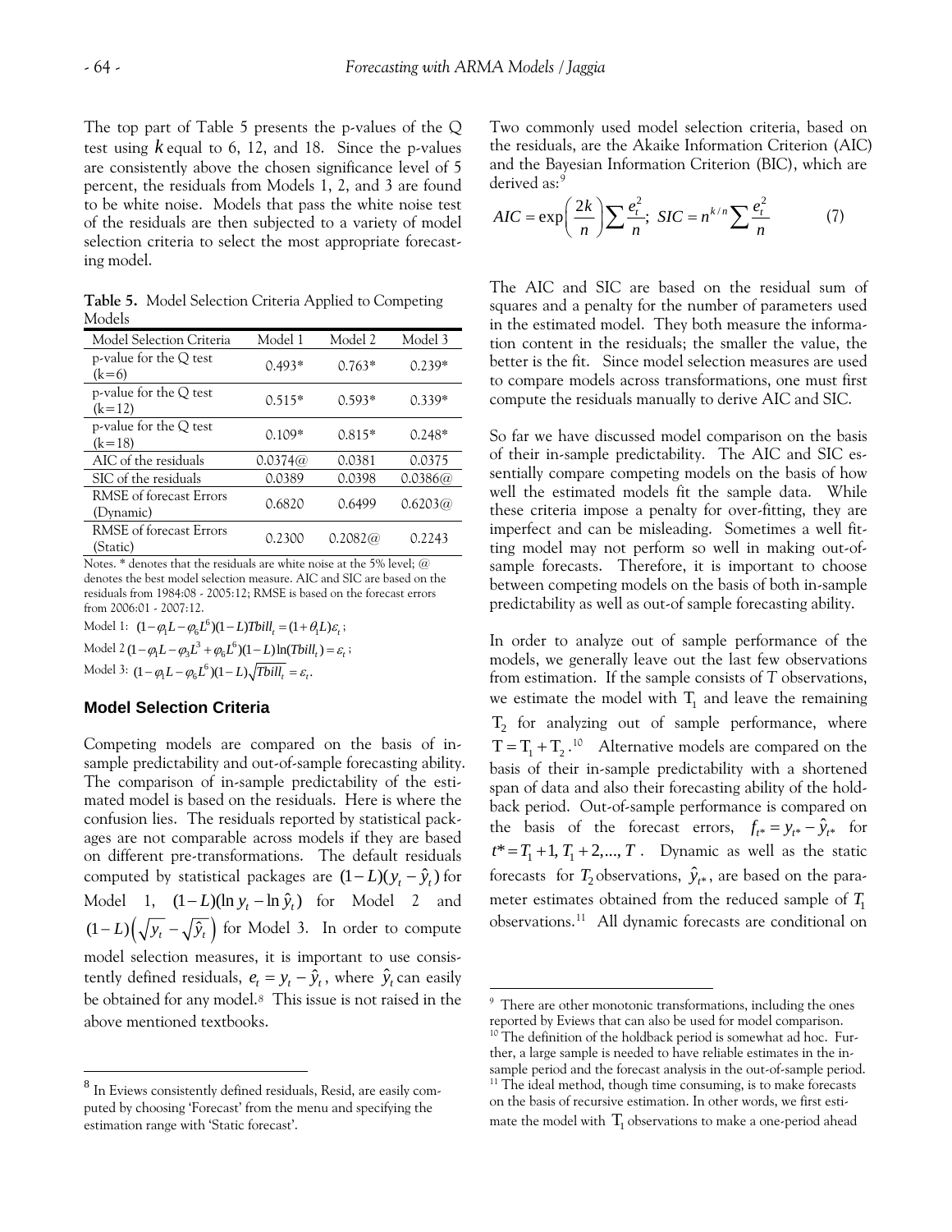The top part of Table 5 presents the p-values of the Q test using $k$ equal to 6, 12, and 18. Since the p-values are consistently above the chosen significance level of 5 percent, the residuals from Models 1, 2, and 3 are found to be white noise. Models that pass the white noise test of the residuals are then subjected to a variety of model selection criteria to select the most appropriate forecasting model.

**Table 5.** Model Selection Criteria Applied to Competing Models

| Model Selection Criteria | Model 1 | Model 2 | Model 3 |
|---|---|---|---|
| p-value for the Q test (k=6) | 0.493* | 0.763* | 0.239* |
| p-value for the Q test (k=12) | 0.515* | 0.593* | 0.339* |
| p-value for the Q test (k=18) | 0.109* | 0.815* | 0.248* |
| AIC of the residuals | 0.0374@ | 0.0381 | 0.0375 |
| SIC of the residuals | 0.0389 | 0.0398 | 0.0386@ |
| RMSE of forecast Errors (Dynamic) | 0.6820 | 0.6499 | 0.6203@ |
| RMSE of forecast Errors (Static) | 0.2300 | 0.2082@ | 0.2243 |

Notes. * denotes that the residuals are white noise at the 5% level; @ denotes the best model selection measure. AIC and SIC are based on the residuals from 1984:08 - 2005:12; RMSE is based on the forecast errors from 2006:01 - 2007:12.

Model 1: $(1-\varphi_1 L - \varphi_6 L^6)(1-L)Tbill_t = (1+\theta_1 L)\varepsilon_t$;

Model 2 $(1-\varphi_1 L - \varphi_3 L^3 + \varphi_6 L^6)(1-L)\ln(Tbill_t) = \varepsilon_t$;

Model 3: $(1-\varphi_1 L - \varphi_6 L^6)(1-L)\sqrt{Tbill_t} = \varepsilon_t$.

## Model Selection Criteria

Competing models are compared on the basis of in-sample predictability and out-of-sample forecasting ability. The comparison of in-sample predictability of the estimated model is based on the residuals. Here is where the confusion lies. The residuals reported by statistical packages are not comparable across models if they are based on different pre-transformations. The default residuals computed by statistical packages are $(1-L)(y_t - \hat{y}_t)$ for Model 1, $(1-L)(\ln y_t - \ln \hat{y}_t)$ for Model 2 and $(1-L)\left(\sqrt{y_t} - \sqrt{\hat{y}_t}\right)$ for Model 3. In order to compute model selection measures, it is important to use consistently defined residuals, $e_t = y_t - \hat{y}_t$, where $\hat{y}_t$ can easily be obtained for any model.[8] This issue is not raised in the above mentioned textbooks.

Two commonly used model selection criteria, based on the residuals, are the Akaike Information Criterion (AIC) and the Bayesian Information Criterion (BIC), which are derived as:[9]

$$AIC = \exp\left(\frac{2k}{n}\right)\sum \frac{e_t^2}{n};\ SIC = n^{k/n}\sum \frac{e_t^2}{n} \qquad (7)$$

The AIC and SIC are based on the residual sum of squares and a penalty for the number of parameters used in the estimated model. They both measure the information content in the residuals; the smaller the value, the better is the fit. Since model selection measures are used to compare models across transformations, one must first compute the residuals manually to derive AIC and SIC.

So far we have discussed model comparison on the basis of their in-sample predictability. The AIC and SIC essentially compare competing models on the basis of how well the estimated models fit the sample data. While these criteria impose a penalty for over-fitting, they are imperfect and can be misleading. Sometimes a well fitting model may not perform so well in making out-of-sample forecasts. Therefore, it is important to choose between competing models on the basis of both in-sample predictability as well as out-of sample forecasting ability.

In order to analyze out of sample performance of the models, we generally leave out the last few observations from estimation. If the sample consists of $T$ observations, we estimate the model with $T_1$ and leave the remaining $T_2$ for analyzing out of sample performance, where $T = T_1 + T_2$.[10] Alternative models are compared on the basis of their in-sample predictability with a shortened span of data and also their forecasting ability of the holdback period. Out-of-sample performance is compared on the basis of the forecast errors, $f_{t*} = y_{t*} - \hat{y}_{t*}$ for $t* = T_1+1, T_1+2, ..., T$. Dynamic as well as the static forecasts for $T_2$ observations, $\hat{y}_{t*}$, are based on the parameter estimates obtained from the reduced sample of $T_1$ observations.[11] All dynamic forecasts are conditional on

[8] In Eviews consistently defined residuals, Resid, are easily computed by choosing 'Forecast' from the menu and specifying the estimation range with 'Static forecast'.

[9] There are other monotonic transformations, including the ones reported by Eviews that can also be used for model comparison.

[10] The definition of the holdback period is somewhat ad hoc. Further, a large sample is needed to have reliable estimates in the in-sample period and the forecast analysis in the out-of-sample period.

[11] The ideal method, though time consuming, is to make forecasts on the basis of recursive estimation. In other words, we first estimate the model with $T_1$ observations to make a one-period ahead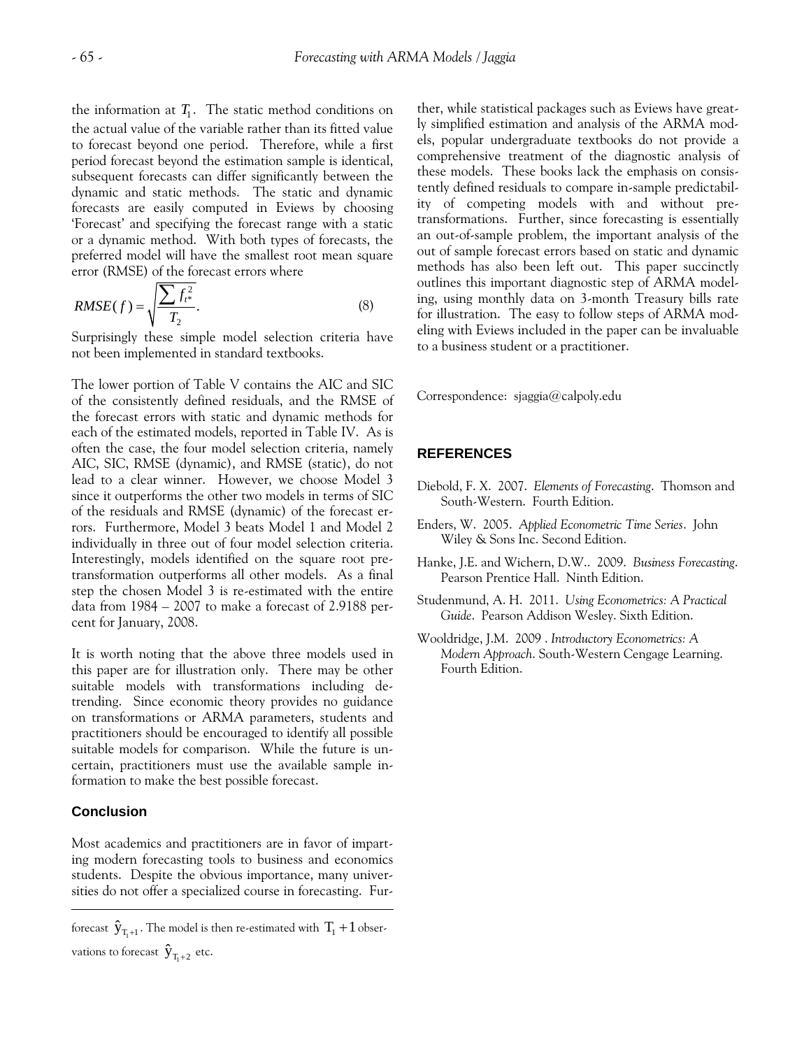the information at $T_1$. The static method conditions on the actual value of the variable rather than its fitted value to forecast beyond one period. Therefore, while a first period forecast beyond the estimation sample is identical, subsequent forecasts can differ significantly between the dynamic and static methods. The static and dynamic forecasts are easily computed in Eviews by choosing 'Forecast' and specifying the forecast range with a static or a dynamic method. With both types of forecasts, the preferred model will have the smallest root mean square error (RMSE) of the forecast errors where

$$RMSE(f) = \sqrt{\frac{\sum f_{t^*}^2}{T_2}}. \tag{8}$$

Surprisingly these simple model selection criteria have not been implemented in standard textbooks.

The lower portion of Table V contains the AIC and SIC of the consistently defined residuals, and the RMSE of the forecast errors with static and dynamic methods for each of the estimated models, reported in Table IV. As is often the case, the four model selection criteria, namely AIC, SIC, RMSE (dynamic), and RMSE (static), do not lead to a clear winner. However, we choose Model 3 since it outperforms the other two models in terms of SIC of the residuals and RMSE (dynamic) of the forecast errors. Furthermore, Model 3 beats Model 1 and Model 2 individually in three out of four model selection criteria. Interestingly, models identified on the square root pretransformation outperforms all other models. As a final step the chosen Model 3 is re-estimated with the entire data from 1984 – 2007 to make a forecast of 2.9188 percent for January, 2008.

It is worth noting that the above three models used in this paper are for illustration only. There may be other suitable models with transformations including detrending. Since economic theory provides no guidance on transformations or ARMA parameters, students and practitioners should be encouraged to identify all possible suitable models for comparison. While the future is uncertain, practitioners must use the available sample information to make the best possible forecast.

## Conclusion

Most academics and practitioners are in favor of imparting modern forecasting tools to business and economics students. Despite the obvious importance, many universities do not offer a specialized course in forecasting. Further, while statistical packages such as Eviews have greatly simplified estimation and analysis of the ARMA models, popular undergraduate textbooks do not provide a comprehensive treatment of the diagnostic analysis of these models. These books lack the emphasis on consistently defined residuals to compare in-sample predictability of competing models with and without pretransformations. Further, since forecasting is essentially an out-of-sample problem, the important analysis of the out of sample forecast errors based on static and dynamic methods has also been left out. This paper succinctly outlines this important diagnostic step of ARMA modeling, using monthly data on 3-month Treasury bills rate for illustration. The easy to follow steps of ARMA modeling with Eviews included in the paper can be invaluable to a business student or a practitioner.

Correspondence: sjaggia@calpoly.edu

## REFERENCES

Diebold, F. X. 2007. *Elements of Forecasting*. Thomson and South-Western. Fourth Edition.

Enders, W. 2005. *Applied Econometric Time Series*. John Wiley & Sons Inc. Second Edition.

Hanke, J.E. and Wichern, D.W.. 2009. *Business Forecasting*. Pearson Prentice Hall. Ninth Edition.

Studenmund, A. H. 2011. *Using Econometrics: A Practical Guide*. Pearson Addison Wesley. Sixth Edition.

Wooldridge, J.M. 2009 . *Introductory Econometrics: A Modern Approach*. South-Western Cengage Learning. Fourth Edition.

---

forecast $\hat{y}_{T_1+1}$. The model is then re-estimated with $T_1+1$ observations to forecast $\hat{y}_{T_1+2}$ etc.